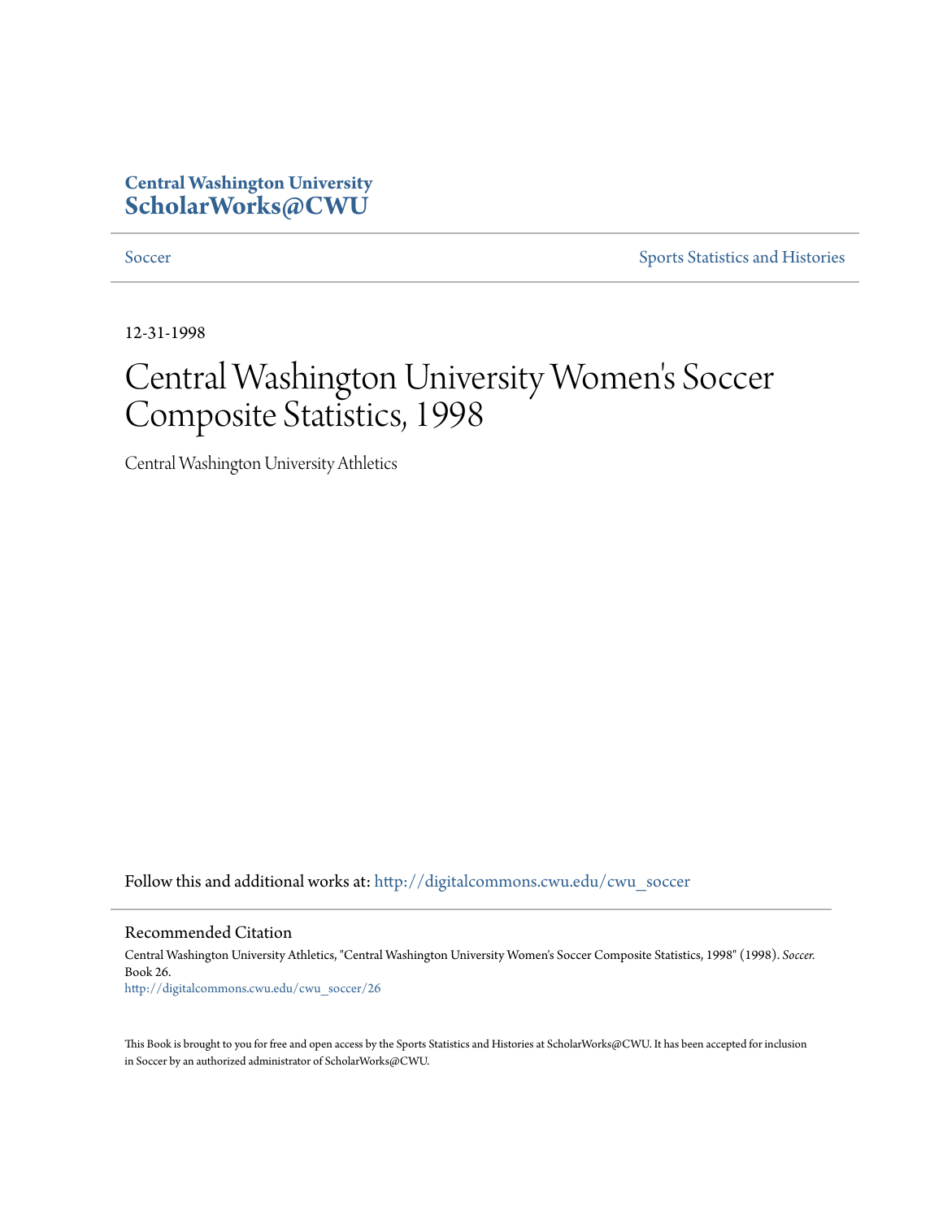**Central Washington University**
**ScholarWorks@CWU**

Soccer | Sports Statistics and Histories

12-31-1998

# Central Washington University Women's Soccer Composite Statistics, 1998

Central Washington University Athletics

Follow this and additional works at: http://digitalcommons.cwu.edu/cwu_soccer

## Recommended Citation

Central Washington University Athletics, "Central Washington University Women's Soccer Composite Statistics, 1998" (1998). *Soccer.* Book 26.
http://digitalcommons.cwu.edu/cwu_soccer/26

This Book is brought to you for free and open access by the Sports Statistics and Histories at ScholarWorks@CWU. It has been accepted for inclusion in Soccer by an authorized administrator of ScholarWorks@CWU.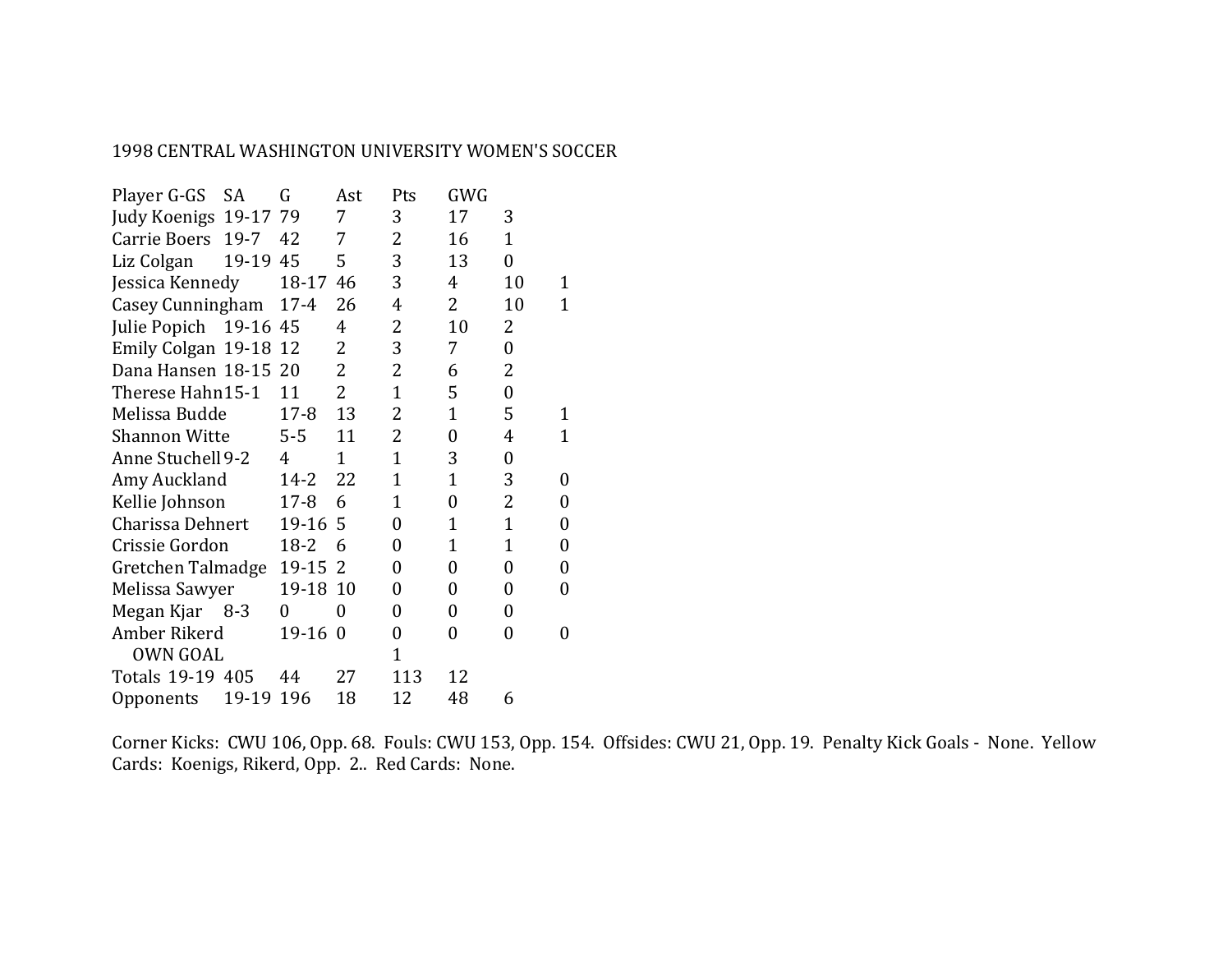1998 CENTRAL WASHINGTON UNIVERSITY WOMEN'S SOCCER

| Player | G-GS | SA | G | Ast | Pts | GWG |
|---|---|---|---|---|---|---|
| Judy Koenigs | 19-17 | 79 | 7 | 3 | 17 | 3 |
| Carrie Boers | 19-7 | 42 | 7 | 2 | 16 | 1 |
| Liz Colgan | 19-19 | 45 | 5 | 3 | 13 | 0 |
| Jessica Kennedy | 18-17 | 46 | 3 | 4 | 10 | 1 |
| Casey Cunningham | 17-4 | 26 | 4 | 2 | 10 | 1 |
| Julie Popich | 19-16 | 45 | 4 | 2 | 10 | 2 |
| Emily Colgan | 19-18 | 12 | 2 | 3 | 7 | 0 |
| Dana Hansen | 18-15 | 20 | 2 | 2 | 6 | 2 |
| Therese Hahn | 15-1 | 11 | 2 | 1 | 5 | 0 |
| Melissa Budde | 17-8 | 13 | 2 | 1 | 5 | 1 |
| Shannon Witte | 5-5 | 11 | 2 | 0 | 4 | 1 |
| Anne Stuchell | 9-2 | 4 | 1 | 1 | 3 | 0 |
| Amy Auckland | 14-2 | 22 | 1 | 1 | 3 | 0 |
| Kellie Johnson | 17-8 | 6 | 1 | 0 | 2 | 0 |
| Charissa Dehnert | 19-16 | 5 | 0 | 1 | 1 | 0 |
| Crissie Gordon | 18-2 | 6 | 0 | 1 | 1 | 0 |
| Gretchen Talmadge | 19-15 | 2 | 0 | 0 | 0 | 0 |
| Melissa Sawyer | 19-18 | 10 | 0 | 0 | 0 | 0 |
| Megan Kjar | 8-3 | 0 | 0 | 0 | 0 | |
| Amber Rikerd | 19-16 | 0 | 0 | 0 | 0 | 0 |
| OWN GOAL | | | 1 | | | |
| Totals | 19-19 | 405 | 44 | 27 | 113 | 12 |
| Opponents | 19-19 | 196 | 18 | 12 | 48 | 6 |

Corner Kicks: CWU 106, Opp. 68. Fouls: CWU 153, Opp. 154. Offsides: CWU 21, Opp. 19. Penalty Kick Goals - None. Yellow Cards: Koenigs, Rikerd, Opp. 2.. Red Cards: None.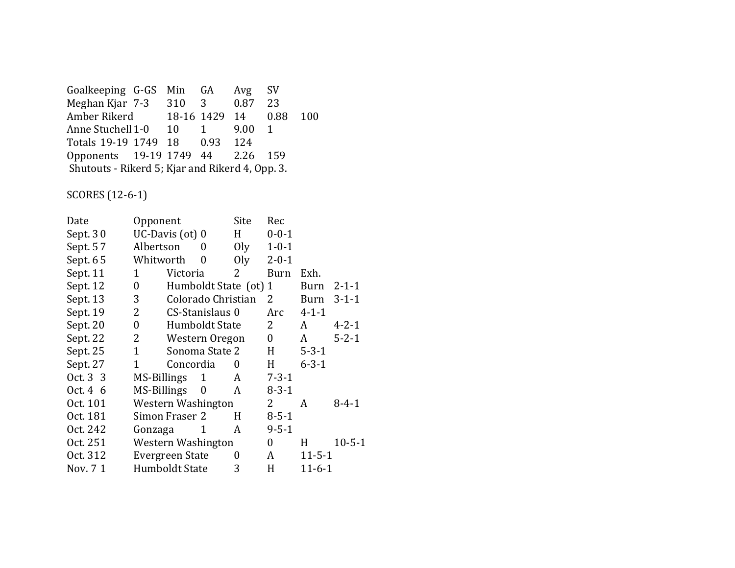| Goalkeeping | G-GS | Min | GA | Avg | SV |
|---|---|---|---|---|---|
| Meghan Kjar | 7-3 | 310 | 3 | 0.87 | 23 |
| Amber Rikerd | 18-16 | 1429 | 14 | 0.88 | 100 |
| Anne Stuchell | 1-0 | 10 | 1 | 9.00 | 1 |
| Totals | 19-19 | 1749 | 18 | 0.93 | 124 |
| Opponents | 19-19 | 1749 | 44 | 2.26 | 159 |

Shutouts - Rikerd 5; Kjar and Rikerd 4, Opp. 3.

SCORES (12-6-1)

| Date | Score | Opponent | Opp. Score | Site | Rec |
|---|---|---|---|---|---|
| Sept. 3 | 0 | UC-Davis (ot) | 0 | H | 0-0-1 |
| Sept. 5 | 7 | Albertson | 0 | Oly | 1-0-1 |
| Sept. 6 | 5 | Whitworth | 0 | Oly | 2-0-1 |
| Sept. 11 | 1 | Victoria | 2 | Burn | Exh. |
| Sept. 12 | 0 | Humboldt State (ot) | 1 | Burn | 2-1-1 |
| Sept. 13 | 3 | Colorado Christian | 2 | Burn | 3-1-1 |
| Sept. 19 | 2 | CS-Stanislaus | 0 | Arc | 4-1-1 |
| Sept. 20 | 0 | Humboldt State | 2 | A | 4-2-1 |
| Sept. 22 | 2 | Western Oregon | 0 | A | 5-2-1 |
| Sept. 25 | 1 | Sonoma State | 2 | H | 5-3-1 |
| Sept. 27 | 1 | Concordia | 0 | H | 6-3-1 |
| Oct. 3 | 3 | MS-Billings | 1 | A | 7-3-1 |
| Oct. 4 | 6 | MS-Billings | 0 | A | 8-3-1 |
| Oct. 10 | 1 | Western Washington | 2 | A | 8-4-1 |
| Oct. 18 | 1 | Simon Fraser | 2 | H | 8-5-1 |
| Oct. 24 | 2 | Gonzaga | 1 | A | 9-5-1 |
| Oct. 25 | 1 | Western Washington | 0 | H | 10-5-1 |
| Oct. 31 | 2 | Evergreen State | 0 | A | 11-5-1 |
| Nov. 7 | 1 | Humboldt State | 3 | H | 11-6-1 |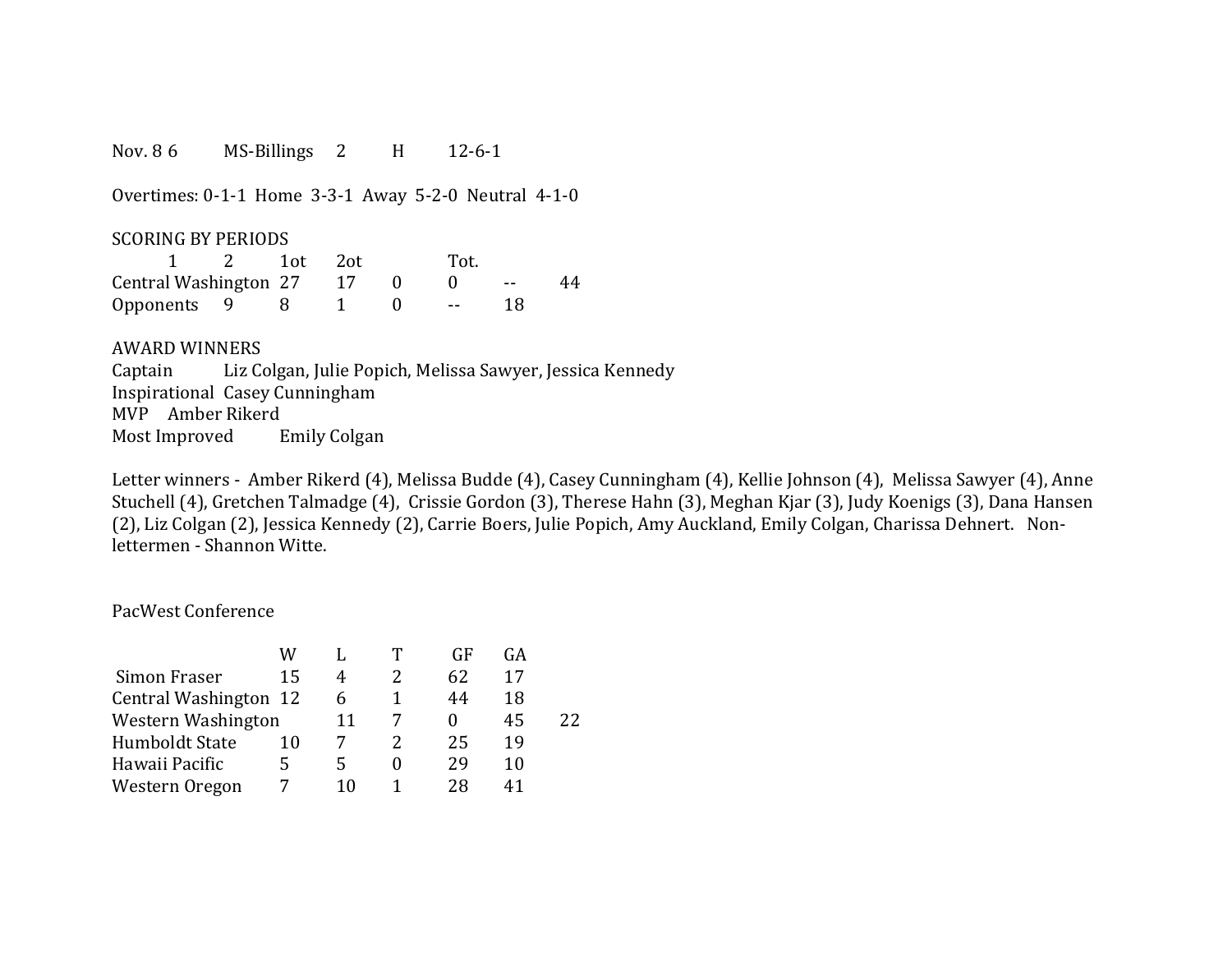Nov. 8 6 MS-Billings 2 H 12-6-1

Overtimes: 0-1-1 Home 3-3-1 Away 5-2-0 Neutral 4-1-0

SCORING BY PERIODS

| | 1 | 2 | 1ot | 2ot | | Tot. |
|---|---|---|---|---|---|---|
| Central Washington | 27 | 17 | 0 | 0 | -- | 44 |
| Opponents | 9 | 8 | 1 | 0 | -- | 18 |

AWARD WINNERS

Captain Liz Colgan, Julie Popich, Melissa Sawyer, Jessica Kennedy
Inspirational Casey Cunningham
MVP Amber Rikerd
Most Improved Emily Colgan

Letter winners - Amber Rikerd (4), Melissa Budde (4), Casey Cunningham (4), Kellie Johnson (4), Melissa Sawyer (4), Anne Stuchell (4), Gretchen Talmadge (4), Crissie Gordon (3), Therese Hahn (3), Meghan Kjar (3), Judy Koenigs (3), Dana Hansen (2), Liz Colgan (2), Jessica Kennedy (2), Carrie Boers, Julie Popich, Amy Auckland, Emily Colgan, Charissa Dehnert. Non-lettermen - Shannon Witte.

PacWest Conference

| | W | L | T | GF | GA | |
|---|---|---|---|---|---|---|
| Simon Fraser | 15 | 4 | 2 | 62 | 17 | |
| Central Washington | 12 | 6 | 1 | 44 | 18 | |
| Western Washington | | 11 | 7 | 0 | 45 | 22 |
| Humboldt State | 10 | 7 | 2 | 25 | 19 | |
| Hawaii Pacific | 5 | 5 | 0 | 29 | 10 | |
| Western Oregon | 7 | 10 | 1 | 28 | 41 | |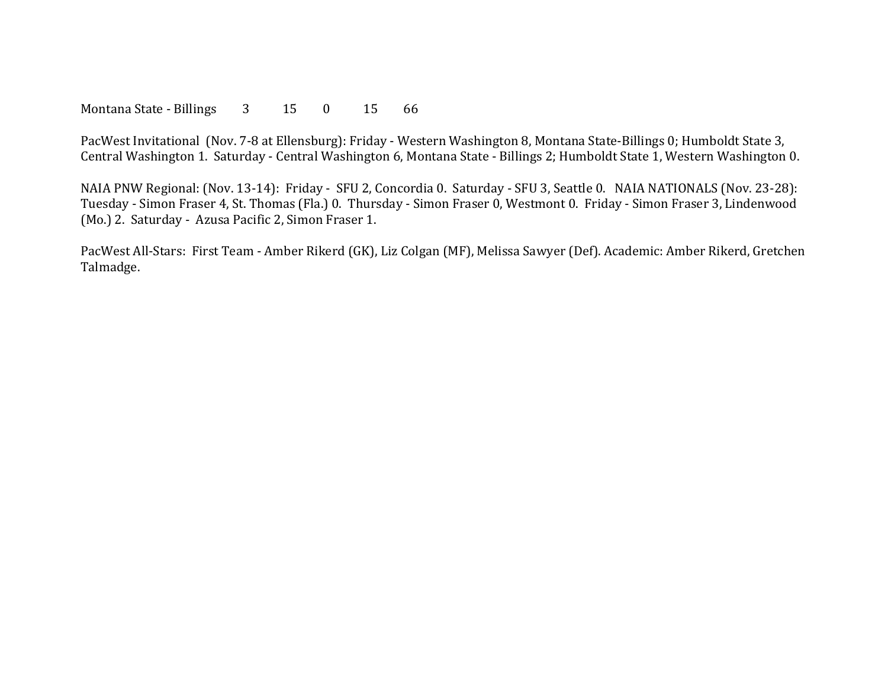| | | | | | |
|---|---|---|---|---|---|
| Montana State - Billings | 3 | 15 | 0 | 15 | 66 |

PacWest Invitational (Nov. 7-8 at Ellensburg): Friday - Western Washington 8, Montana State-Billings 0; Humboldt State 3, Central Washington 1. Saturday - Central Washington 6, Montana State - Billings 2; Humboldt State 1, Western Washington 0.

NAIA PNW Regional: (Nov. 13-14): Friday - SFU 2, Concordia 0. Saturday - SFU 3, Seattle 0. NAIA NATIONALS (Nov. 23-28): Tuesday - Simon Fraser 4, St. Thomas (Fla.) 0. Thursday - Simon Fraser 0, Westmont 0. Friday - Simon Fraser 3, Lindenwood (Mo.) 2. Saturday - Azusa Pacific 2, Simon Fraser 1.

PacWest All-Stars: First Team - Amber Rikerd (GK), Liz Colgan (MF), Melissa Sawyer (Def). Academic: Amber Rikerd, Gretchen Talmadge.